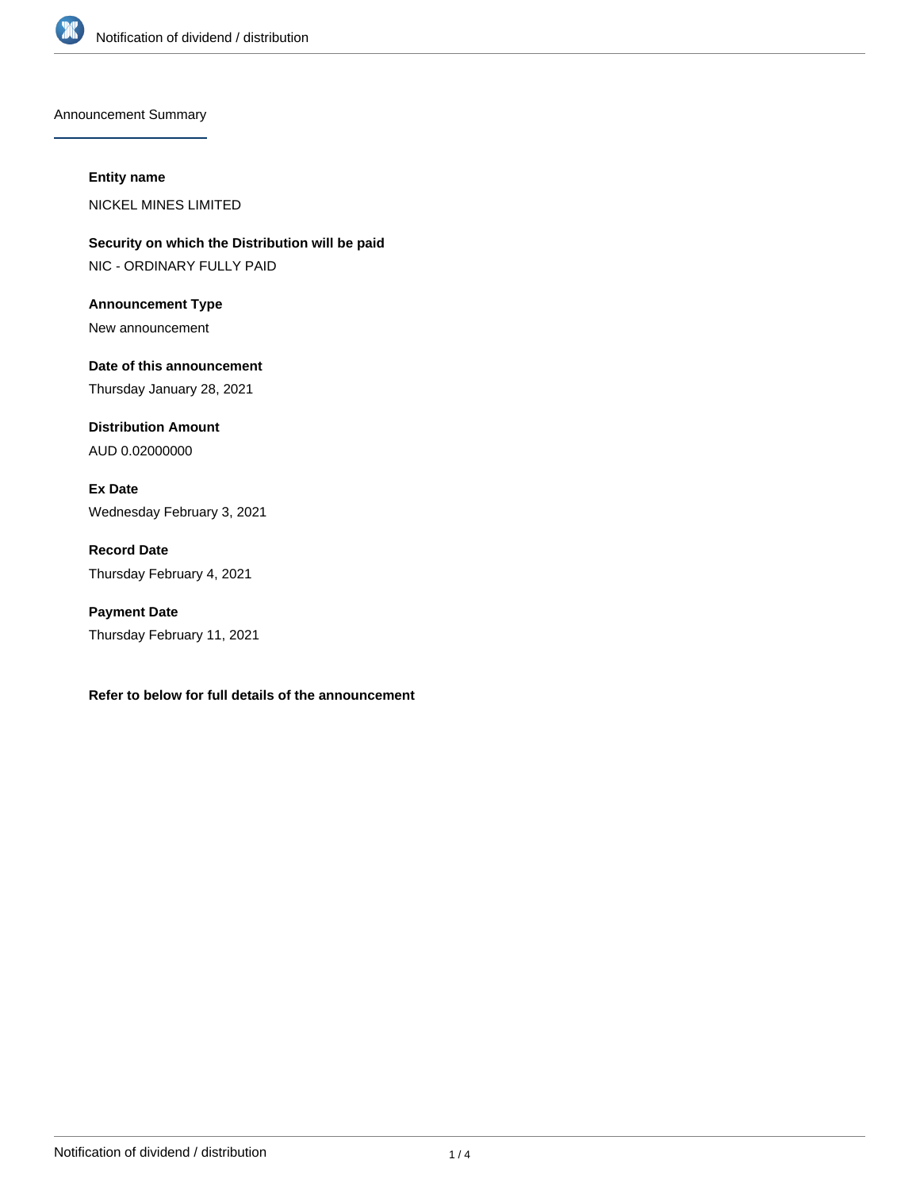Announcement Summary

**Entity name**

NICKEL MINES LIMITED

**Security on which the Distribution will be paid**

NIC - ORDINARY FULLY PAID

**Announcement Type**

New announcement

**Date of this announcement**

Thursday January 28, 2021

**Distribution Amount**

AUD 0.02000000

**Ex Date**

Wednesday February 3, 2021

**Record Date**

Thursday February 4, 2021

**Payment Date**

Thursday February 11, 2021

**Refer to below for full details of the announcement**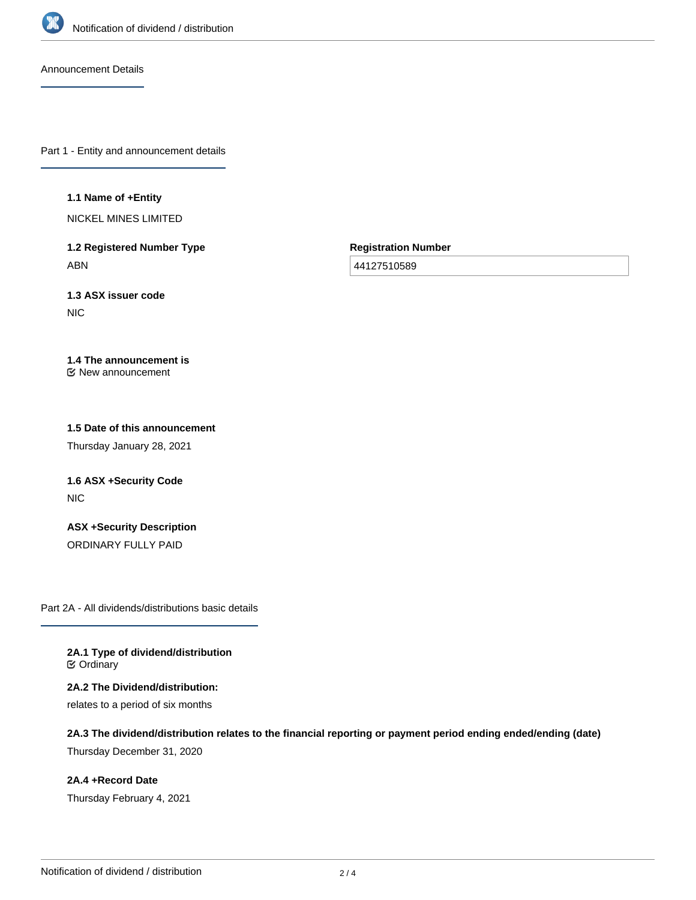Announcement Details

## Part 1 - Entity and announcement details

**1.1 Name of +Entity**

NICKEL MINES LIMITED

**1.2 Registered Number Type**

ABN

**Registration Number**

44127510589

**1.3 ASX issuer code**

NIC

**1.4 The announcement is**

New announcement

**1.5 Date of this announcement**

Thursday January 28, 2021

**1.6 ASX +Security Code**

NIC

**ASX +Security Description**

ORDINARY FULLY PAID

## Part 2A - All dividends/distributions basic details

**2A.1 Type of dividend/distribution**

Ordinary

**2A.2 The Dividend/distribution:**

relates to a period of six months

**2A.3 The dividend/distribution relates to the financial reporting or payment period ending ended/ending (date)**

Thursday December 31, 2020

**2A.4 +Record Date**

Thursday February 4, 2021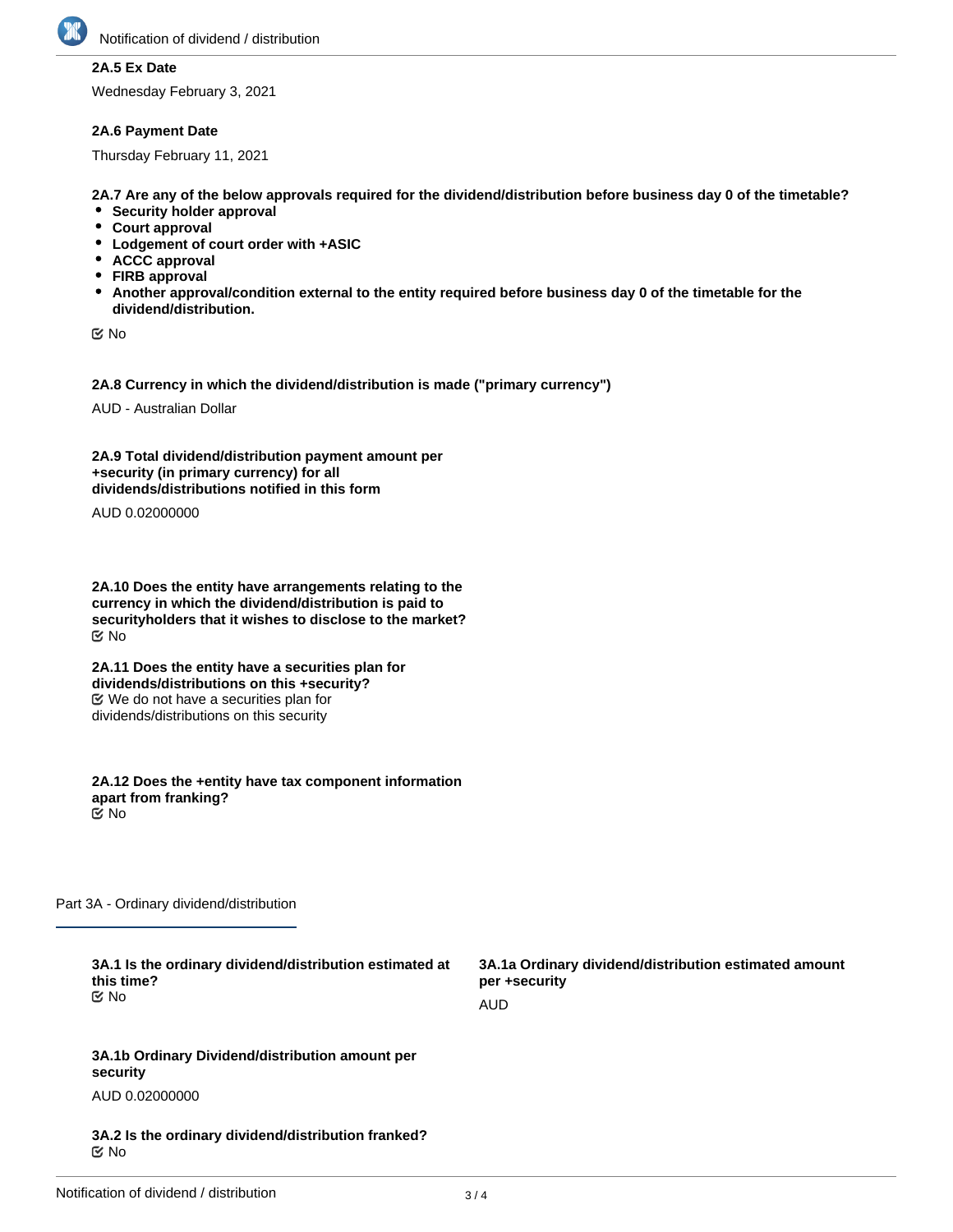**2A.5 Ex Date**

Wednesday February 3, 2021

**2A.6 Payment Date**

Thursday February 11, 2021

**2A.7 Are any of the below approvals required for the dividend/distribution before business day 0 of the timetable?**

- **Security holder approval**
- **Court approval**
- **Lodgement of court order with +ASIC**
- **ACCC approval**
- **FIRB approval**
- **Another approval/condition external to the entity required before business day 0 of the timetable for the dividend/distribution.**

☑ No

**2A.8 Currency in which the dividend/distribution is made ("primary currency")**

AUD - Australian Dollar

**2A.9 Total dividend/distribution payment amount per +security (in primary currency) for all dividends/distributions notified in this form**

AUD 0.02000000

**2A.10 Does the entity have arrangements relating to the currency in which the dividend/distribution is paid to securityholders that it wishes to disclose to the market?**

☑ No

**2A.11 Does the entity have a securities plan for dividends/distributions on this +security?**

☑ We do not have a securities plan for dividends/distributions on this security

**2A.12 Does the +entity have tax component information apart from franking?**

☑ No

## Part 3A - Ordinary dividend/distribution

**3A.1 Is the ordinary dividend/distribution estimated at this time?**

☑ No

**3A.1a Ordinary dividend/distribution estimated amount per +security**

AUD

**3A.1b Ordinary Dividend/distribution amount per security**

AUD 0.02000000

**3A.2 Is the ordinary dividend/distribution franked?**

☑ No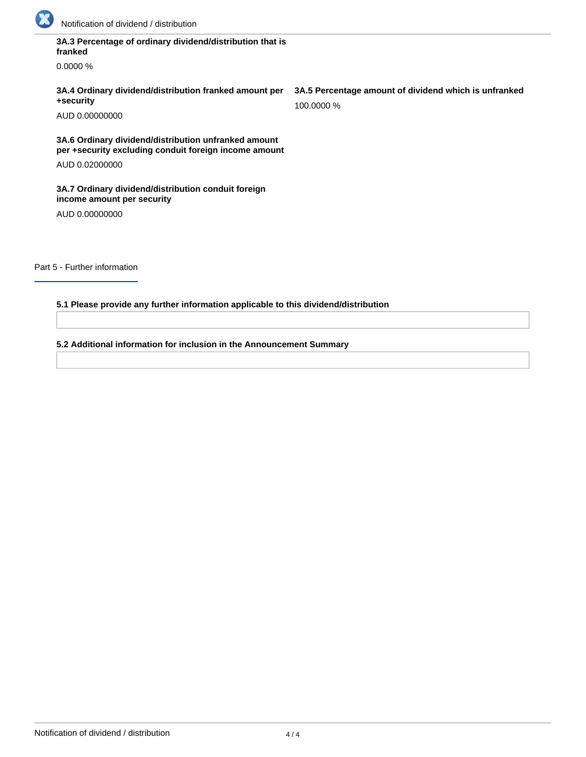**3A.3 Percentage of ordinary dividend/distribution that is franked**

0.0000 %

**3A.4 Ordinary dividend/distribution franked amount per +security**

AUD 0.00000000

**3A.5 Percentage amount of dividend which is unfranked**

100.0000 %

**3A.6 Ordinary dividend/distribution unfranked amount per +security excluding conduit foreign income amount**

AUD 0.02000000

**3A.7 Ordinary dividend/distribution conduit foreign income amount per security**

AUD 0.00000000

## Part 5 - Further information

**5.1 Please provide any further information applicable to this dividend/distribution**

**5.2 Additional information for inclusion in the Announcement Summary**